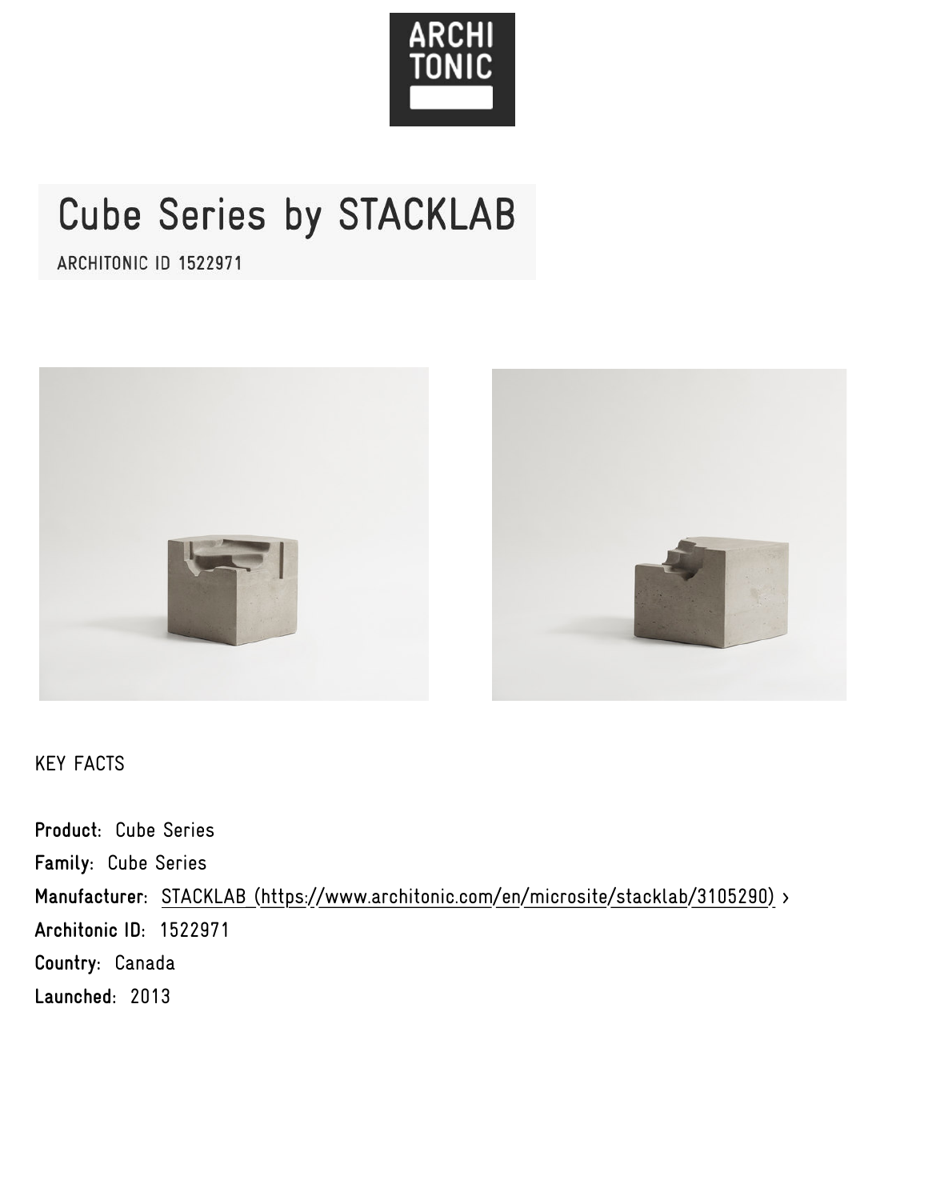# Cube Series by STACKLAB

ARCHITONIC ID 1522971

KEY FACTS

**Product:** Cube Series

**Family:** Cube Series

**Manufacturer:** STACKLAB (https://www.architonic.com/en/microsite/stacklab/3105290) ›

**Architonic ID:** 1522971

**Country:** Canada

**Launched:** 2013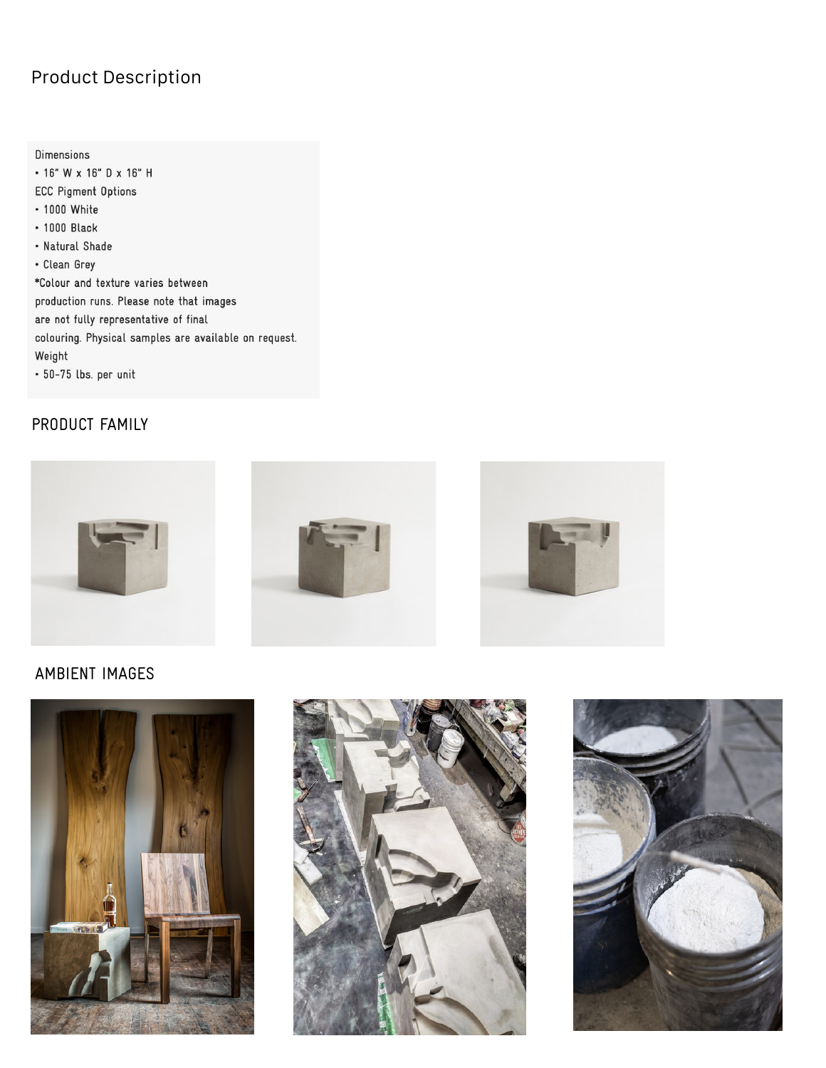# Product Description

Dimensions

- 16" W x 16" D x 16" H

ECC Pigment Options

- 1000 White
- 1000 Black
- Natural Shade
- Clean Grey

*Colour and texture varies between production runs. Please note that images are not fully representative of final colouring. Physical samples are available on request.

Weight

- 50-75 lbs. per unit

## PRODUCT FAMILY

## AMBIENT IMAGES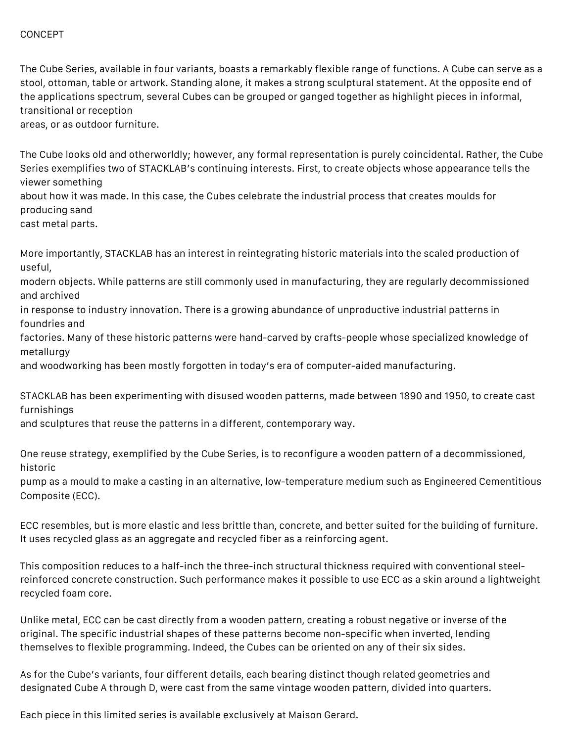CONCEPT

The Cube Series, available in four variants, boasts a remarkably flexible range of functions. A Cube can serve as a stool, ottoman, table or artwork. Standing alone, it makes a strong sculptural statement. At the opposite end of the applications spectrum, several Cubes can be grouped or ganged together as highlight pieces in informal, transitional or reception areas, or as outdoor furniture.

The Cube looks old and otherworldly; however, any formal representation is purely coincidental. Rather, the Cube Series exemplifies two of STACKLAB's continuing interests. First, to create objects whose appearance tells the viewer something about how it was made. In this case, the Cubes celebrate the industrial process that creates moulds for producing sand cast metal parts.

More importantly, STACKLAB has an interest in reintegrating historic materials into the scaled production of useful, modern objects. While patterns are still commonly used in manufacturing, they are regularly decommissioned and archived in response to industry innovation. There is a growing abundance of unproductive industrial patterns in foundries and factories. Many of these historic patterns were hand-carved by crafts-people whose specialized knowledge of metallurgy and woodworking has been mostly forgotten in today's era of computer-aided manufacturing.

STACKLAB has been experimenting with disused wooden patterns, made between 1890 and 1950, to create cast furnishings and sculptures that reuse the patterns in a different, contemporary way.

One reuse strategy, exemplified by the Cube Series, is to reconfigure a wooden pattern of a decommissioned, historic pump as a mould to make a casting in an alternative, low-temperature medium such as Engineered Cementitious Composite (ECC).

ECC resembles, but is more elastic and less brittle than, concrete, and better suited for the building of furniture. It uses recycled glass as an aggregate and recycled fiber as a reinforcing agent.

This composition reduces to a half-inch the three-inch structural thickness required with conventional steel-reinforced concrete construction. Such performance makes it possible to use ECC as a skin around a lightweight recycled foam core.

Unlike metal, ECC can be cast directly from a wooden pattern, creating a robust negative or inverse of the original. The specific industrial shapes of these patterns become non-specific when inverted, lending themselves to flexible programming. Indeed, the Cubes can be oriented on any of their six sides.

As for the Cube's variants, four different details, each bearing distinct though related geometries and designated Cube A through D, were cast from the same vintage wooden pattern, divided into quarters.

Each piece in this limited series is available exclusively at Maison Gerard.